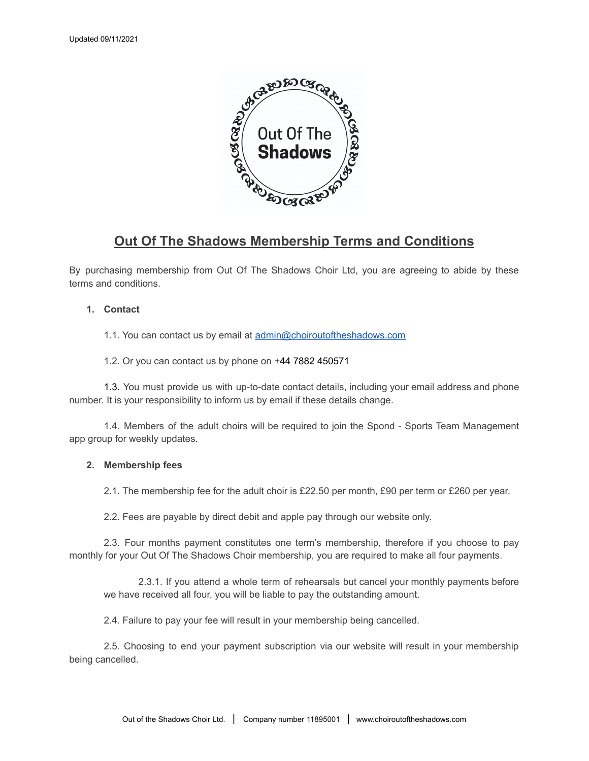Updated 09/11/2021

# Out Of The Shadows Membership Terms and Conditions

By purchasing membership from Out Of The Shadows Choir Ltd, you are agreeing to abide by these terms and conditions.

1. **Contact**

   1.1. You can contact us by email at admin@choiroutoftheshadows.com

   1.2. Or you can contact us by phone on +44 7882 450571

   1.3. You must provide us with up-to-date contact details, including your email address and phone number. It is your responsibility to inform us by email if these details change.

   1.4. Members of the adult choirs will be required to join the Spond - Sports Team Management app group for weekly updates.

2. **Membership fees**

   2.1. The membership fee for the adult choir is £22.50 per month, £90 per term or £260 per year.

   2.2. Fees are payable by direct debit and apple pay through our website only.

   2.3. Four months payment constitutes one term's membership, therefore if you choose to pay monthly for your Out Of The Shadows Choir membership, you are required to make all four payments.

      2.3.1. If you attend a whole term of rehearsals but cancel your monthly payments before we have received all four, you will be liable to pay the outstanding amount.

   2.4. Failure to pay your fee will result in your membership being cancelled.

   2.5. Choosing to end your payment subscription via our website will result in your membership being cancelled.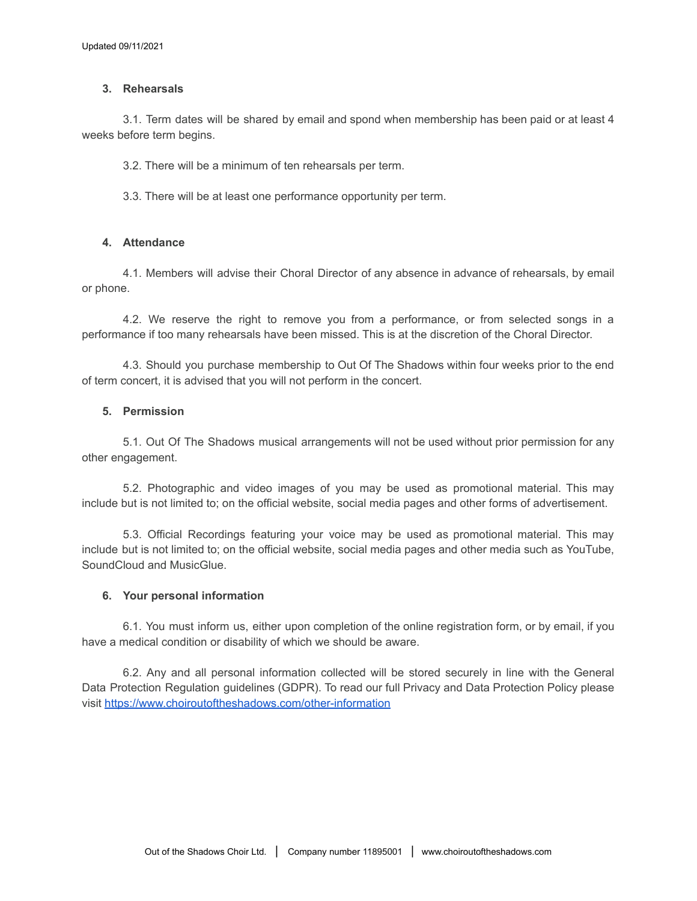Updated 09/11/2021

## 3. Rehearsals

3.1. Term dates will be shared by email and spond when membership has been paid or at least 4 weeks before term begins.

3.2. There will be a minimum of ten rehearsals per term.

3.3. There will be at least one performance opportunity per term.

## 4. Attendance

4.1. Members will advise their Choral Director of any absence in advance of rehearsals, by email or phone.

4.2. We reserve the right to remove you from a performance, or from selected songs in a performance if too many rehearsals have been missed. This is at the discretion of the Choral Director.

4.3. Should you purchase membership to Out Of The Shadows within four weeks prior to the end of term concert, it is advised that you will not perform in the concert.

## 5. Permission

5.1. Out Of The Shadows musical arrangements will not be used without prior permission for any other engagement.

5.2. Photographic and video images of you may be used as promotional material. This may include but is not limited to; on the official website, social media pages and other forms of advertisement.

5.3. Official Recordings featuring your voice may be used as promotional material. This may include but is not limited to; on the official website, social media pages and other media such as YouTube, SoundCloud and MusicGlue.

## 6. Your personal information

6.1. You must inform us, either upon completion of the online registration form, or by email, if you have a medical condition or disability of which we should be aware.

6.2. Any and all personal information collected will be stored securely in line with the General Data Protection Regulation guidelines (GDPR). To read our full Privacy and Data Protection Policy please visit [https://www.choiroutoftheshadows.com/other-information](https://www.choiroutoftheshadows.com/other-information)

Out of the Shadows Choir Ltd. | Company number 11895001 | www.choiroutoftheshadows.com